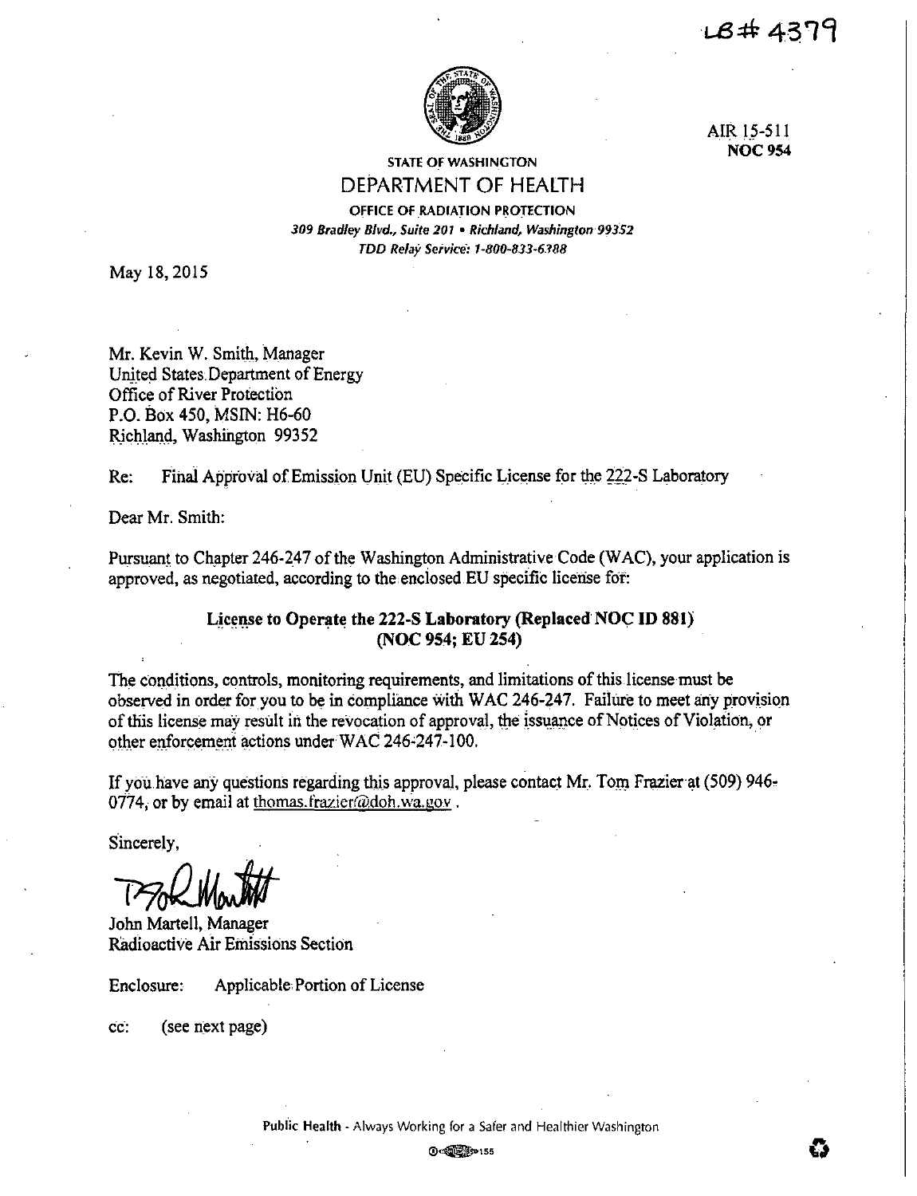LB# 4379

AIR 15-511
**NOC 954**

STATE OF WASHINGTON

# DEPARTMENT OF HEALTH

OFFICE OF RADIATION PROTECTION
*309 Bradley Blvd., Suite 201 • Richland, Washington 99352*
*TDD Relay Service: 1-800-833-6388*

May 18, 2015

Mr. Kevin W. Smith, Manager
United States Department of Energy
Office of River Protection
P.O. Box 450, MSIN: H6-60
Richland, Washington 99352

Re: Final Approval of Emission Unit (EU) Specific License for the 222-S Laboratory

Dear Mr. Smith:

Pursuant to Chapter 246-247 of the Washington Administrative Code (WAC), your application is approved, as negotiated, according to the enclosed EU specific license for:

**License to Operate the 222-S Laboratory (Replaced NOC ID 881)**
**(NOC 954; EU 254)**

The conditions, controls, monitoring requirements, and limitations of this license must be observed in order for you to be in compliance with WAC 246-247. Failure to meet any provision of this license may result in the revocation of approval, the issuance of Notices of Violation, or other enforcement actions under WAC 246-247-100.

If you have any questions regarding this approval, please contact Mr. Tom Frazier at (509) 946-0774, or by email at thomas.frazier@doh.wa.gov .

Sincerely,

John Martell, Manager
Radioactive Air Emissions Section

Enclosure: Applicable Portion of License

cc: (see next page)

Public Health - Always Working for a Safer and Healthier Washington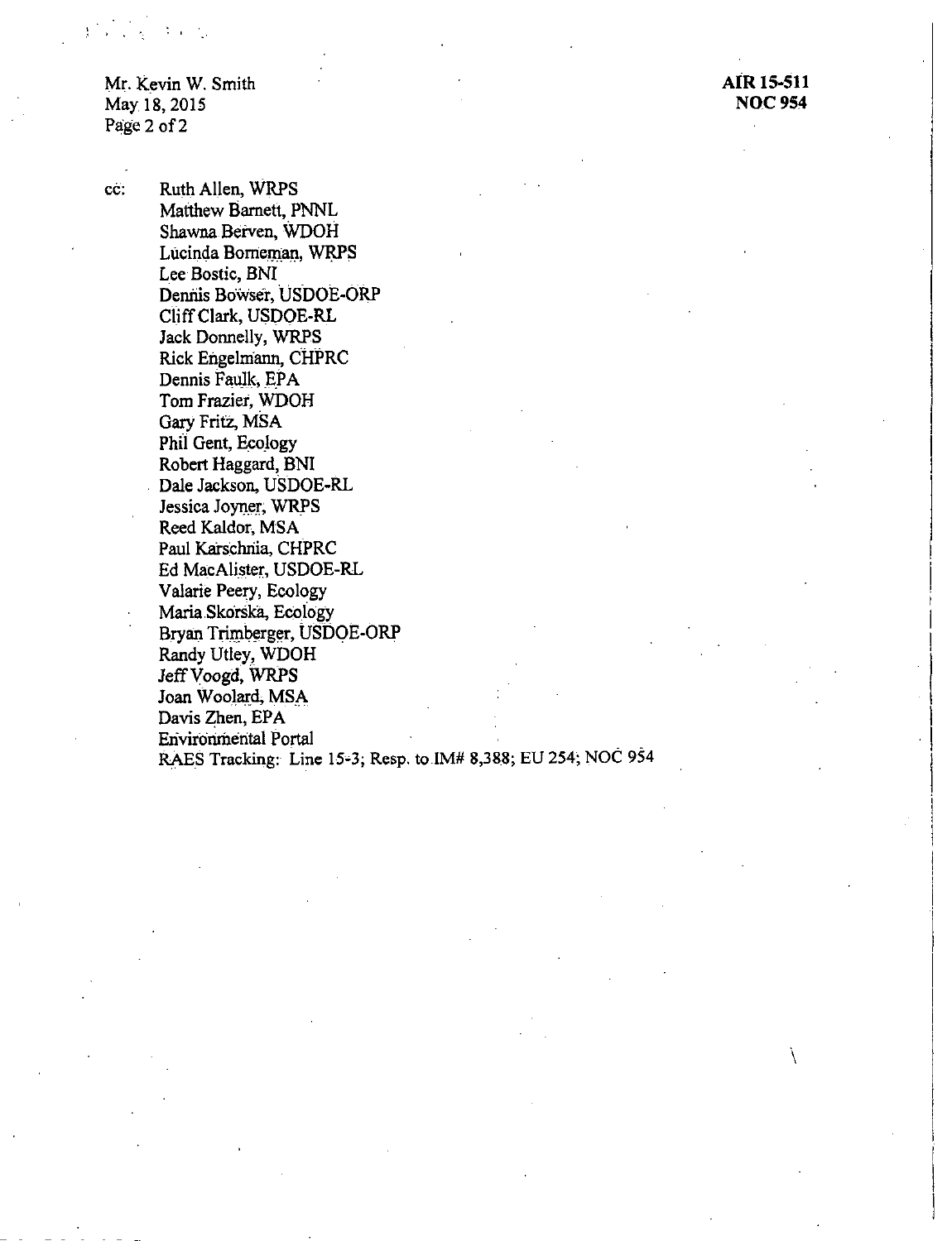Mr. Kevin W. Smith
May 18, 2015

**AIR 15-511**
**NOC 954**

cc: Ruth Allen, WRPS
Matthew Barnett, PNNL
Shawna Berven, WDOH
Lucinda Borneman, WRPS
Lee Bostic, BNI
Dennis Bowser, USDOE-ORP
Cliff Clark, USDOE-RL
Jack Donnelly, WRPS
Rick Engelmann, CHPRC
Dennis Faulk, EPA
Tom Frazier, WDOH
Gary Fritz, MSA
Phil Gent, Ecology
Robert Haggard, BNI
Dale Jackson, USDOE-RL
Jessica Joyner, WRPS
Reed Kaldor, MSA
Paul Karschnia, CHPRC
Ed MacAlister, USDOE-RL
Valarie Peery, Ecology
Maria Skorska, Ecology
Bryan Trimberger, USDOE-ORP
Randy Utley, WDOH
Jeff Voogd, WRPS
Joan Woolard, MSA
Davis Zhen, EPA
Environmental Portal
RAES Tracking: Line 15-3; Resp. to IM# 8,388; EU 254; NOC 954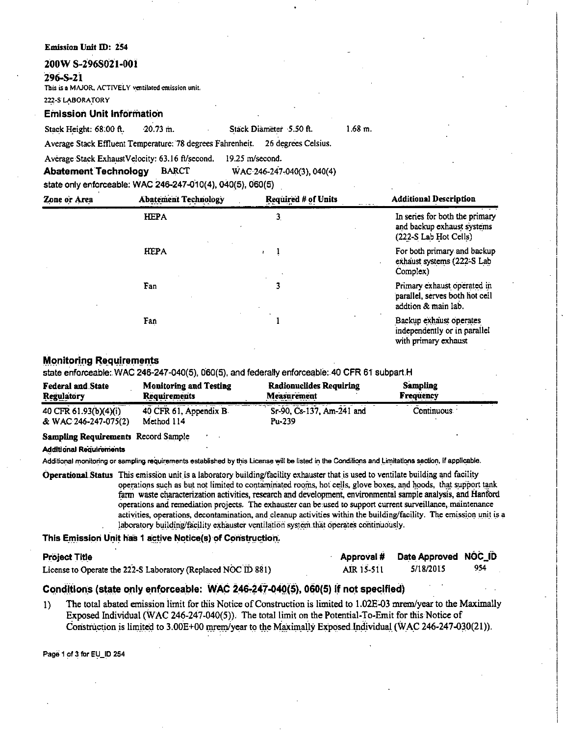**Emission Unit ID: 254**

## 200W S-296S021-001

### 296-S-21

This is a MAJOR, ACTIVELY ventilated emission unit.

222-S LABORATORY

### Emission Unit Information

Stack Height: 68.00 ft. 20.73 m. Stack Diameter 5.50 ft. 1.68 m.

Average Stack Effluent Temperature: 78 degrees Fahrenheit. 26 degrees Celsius.

Average Stack ExhaustVelocity: 63.16 ft/second. 19.25 m/second.

**Abatement Technology** BARCT WAC 246-247-040(3), 040(4)

state only enforceable: WAC 246-247-010(4), 040(5), 060(5)

| Zone or Area | Abatement Technology | Required # of Units | Additional Description |
|---|---|---|---|
| | HEPA | 3 | In series for both the primary and backup exhaust systems (222-S Lab Hot Cells) |
| | HEPA | 1 | For both primary and backup exhaust systems (222-S Lab Complex) |
| | Fan | 3 | Primary exhaust operated in parallel, serves both hot cell addtion & main lab. |
| | Fan | 1 | Backup exhaust operates independently or in parallel with primary exhaust |

### Monitoring Requirements

state enforceable: WAC 246-247-040(5), 060(5), and federally enforceable: 40 CFR 61 subpart H

| Federal and State Regulatory | Monitoring and Testing Requirements | Radionuclides Requiring Measurement | Sampling Frequency |
|---|---|---|---|
| 40 CFR 61.93(b)(4)(i) & WAC 246-247-075(2) | 40 CFR 61, Appendix B Method 114 | Sr-90, Cs-137, Am-241 and Pu-239 | Continuous |

**Sampling Requirements** Record Sample

**Additional Requirements**

Additional monitoring or sampling requirements established by this License will be listed in the Conditions and Limitations section, if applicable.

**Operational Status** This emission unit is a laboratory building/facility exhauster that is used to ventilate building and facility operations such as but not limited to contaminated rooms, hot cells, glove boxes, and hoods, that support tank farm waste characterization activities, research and development, environmental sample analysis, and Hanford operations and remediation projects. The exhauster can be used to support current surveillance, maintenance activities, operations, decontamination, and cleanup activities within the building/facility. The emission unit is a laboratory building/facility exhauster ventilation system that operates continuously.

### This Emission Unit has 1 active Notice(s) of Construction.

| Project Title | Approval # | Date Approved | NOC_ID |
|---|---|---|---|
| License to Operate the 222-S Laboratory (Replaced NOC ID 881) | AIR 15-511 | 5/18/2015 | 954 |

### Conditions (state only enforceable: WAC 246-247-040(5), 060(5) if not specified)

1) The total abated emission limit for this Notice of Construction is limited to 1.02E-03 mrem/year to the Maximally Exposed Individual (WAC 246-247-040(5)). The total limit on the Potential-To-Emit for this Notice of Construction is limited to 3.00E+00 mrem/year to the Maximally Exposed Individual (WAC 246-247-030(21)).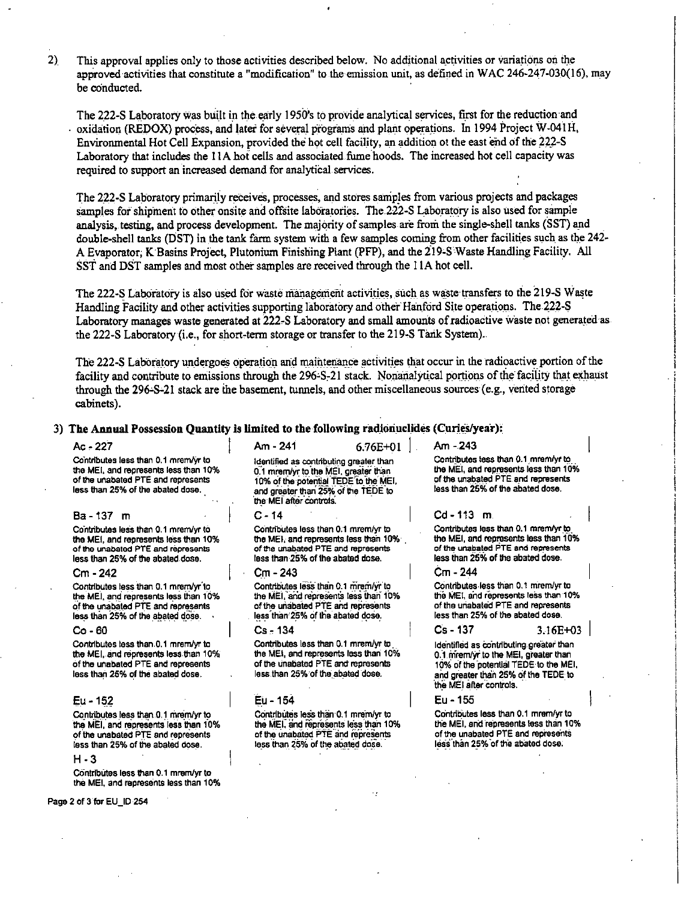2) This approval applies only to those activities described below. No additional activities or variations on the approved activities that constitute a "modification" to the emission unit, as defined in WAC 246-247-030(16), may be conducted.

The 222-S Laboratory was built in the early 1950's to provide analytical services, first for the reduction and oxidation (REDOX) process, and later for several programs and plant operations. In 1994 Project W-041H, Environmental Hot Cell Expansion, provided the hot cell facility, an addition ot the east end of the 222-S Laboratory that includes the 11A hot cells and associated fume hoods. The increased hot cell capacity was required to support an increased demand for analytical services.

The 222-S Laboratory primarily receives, processes, and stores samples from various projects and packages samples for shipment to other onsite and offsite laboratories. The 222-S Laboratory is also used for sample analysis, testing, and process development. The majority of samples are from the single-shell tanks (SST) and double-shell tanks (DST) in the tank farm system with a few samples coming from other facilities such as the 242-A Evaporator, K Basins Project, Plutonium Finishing Plant (PFP), and the 219-S Waste Handling Facility. All SST and DST samples and most other samples are received through the 11A hot cell.

The 222-S Laboratory is also used for waste management activities, such as waste transfers to the 219-S Waste Handling Facility and other activities supporting laboratory and other Hanford Site operations. The 222-S Laboratory manages waste generated at 222-S Laboratory and small amounts of radioactive waste not generated as the 222-S Laboratory (i.e., for short-term storage or transfer to the 219-S Tank System).

The 222-S Laboratory undergoes operation and maintenance activities that occur in the radioactive portion of the facility and contribute to emissions through the 296-S-21 stack. Nonanalytical portions of the facility that exhaust through the 296-S-21 stack are the basement, tunnels, and other miscellaneous sources (e.g., vented storage cabinets).

**3) The Annual Possession Quantity is limited to the following radionuclides (Curies/year):**

| Radionuclide | Curies/year | Note |
|---|---|---|
| Ac - 227 | | Contributes less than 0.1 mrem/yr to the MEI, and represents less than 10% of the unabated PTE and represents less than 25% of the abated dose. |
| Am - 241 | 6.76E+01 | Identified as contributing greater than 0.1 mrem/yr to the MEI, greater than 10% of the potential TEDE to the MEI, and greater than 25% of the TEDE to the MEI after controls. |
| Am - 243 | | Contributes less than 0.1 mrem/yr to the MEI, and represents less than 10% of the unabated PTE and represents less than 25% of the abated dose. |
| Ba - 137 m | | Contributes less than 0.1 mrem/yr to the MEI, and represents less than 10% of the unabated PTE and represents less than 25% of the abated dose. |
| C - 14 | | Contributes less than 0.1 mrem/yr to the MEI, and represents less than 10% of the unabated PTE and represents less than 25% of the abated dose. |
| Cd - 113 m | | Contributes less than 0.1 mrem/yr to the MEI, and represents less than 10% of the unabated PTE and represents less than 25% of the abated dose. |
| Cm - 242 | | Contributes less than 0.1 mrem/yr to the MEI, and represents less than 10% of the unabated PTE and represents less than 25% of the abated dose. |
| Cm - 243 | | Contributes less than 0.1 mrem/yr to the MEI, and represents less than 10% of the unabated PTE and represents less than 25% of the abated dose. |
| Cm - 244 | | Contributes less than 0.1 mrem/yr to the MEI, and represents less than 10% of the unabated PTE and represents less than 25% of the abated dose. |
| Co - 60 | | Contributes less than 0.1 mrem/yr to the MEI, and represents less than 10% of the unabated PTE and represents less than 25% of the abated dose. |
| Cs - 134 | | Contributes less than 0.1 mrem/yr to the MEI, and represents less than 10% of the unabated PTE and represents less than 25% of the abated dose. |
| Cs - 137 | 3.16E+03 | Identified as contributing greater than 0.1 mrem/yr to the MEI, greater than 10% of the potential TEDE to the MEI, and greater than 25% of the TEDE to the MEI after controls. |
| Eu - 152 | | Contributes less than 0.1 mrem/yr to the MEI, and represents less than 10% of the unabated PTE and represents less than 25% of the abated dose. |
| Eu - 154 | | Contributes less than 0.1 mrem/yr to the MEI, and represents less than 10% of the unabated PTE and represents less than 25% of the abated dose. |
| Eu - 155 | | Contributes less than 0.1 mrem/yr to the MEI, and represents less than 10% of the unabated PTE and represents less than 25% of the abated dose. |
| H - 3 | | Contributes less than 0.1 mrem/yr to the MEI, and represents less than 10% |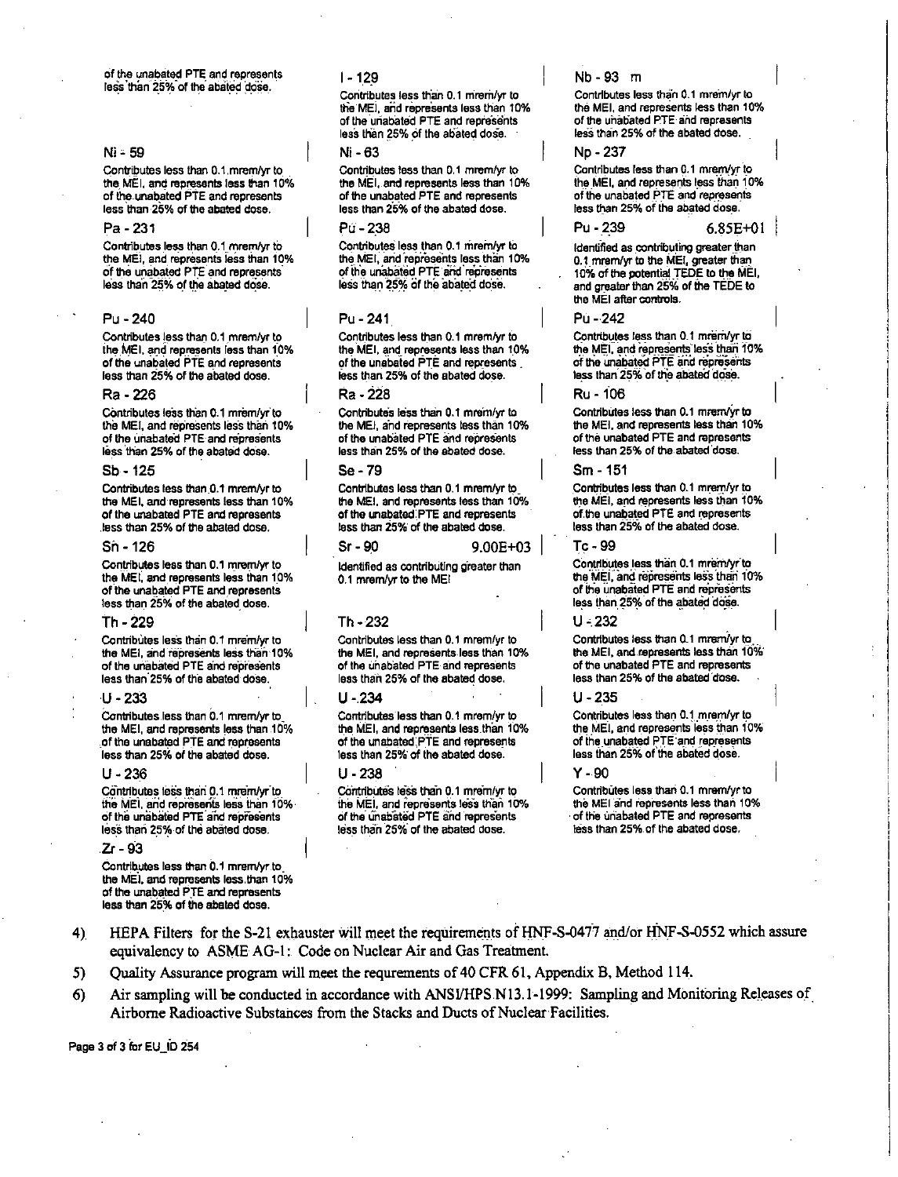of the unabated PTE and represents less than 25% of the abated dose.

**Ni - 59**

Contributes less than 0.1 mrem/yr to the MEI, and represents less than 10% of the unabated PTE and represents less than 25% of the abated dose.

**Pa - 231**

Contributes less than 0.1 mrem/yr to the MEI, and represents less than 10% of the unabated PTE and represents less than 25% of the abated dose.

**Pu - 240**

Contributes less than 0.1 mrem/yr to the MEI, and represents less than 10% of the unabated PTE and represents less than 25% of the abated dose.

**Ra - 226**

Contributes less than 0.1 mrem/yr to the MEI, and represents less than 10% of the unabated PTE and represents less than 25% of the abated dose.

**Sb - 125**

Contributes less than 0.1 mrem/yr to the MEI, and represents less than 10% of the unabated PTE and represents less than 25% of the abated dose.

**Sn - 126**

Contributes less than 0.1 mrem/yr to the MEI, and represents less than 10% of the unabated PTE and represents less than 25% of the abated dose.

**Th - 229**

Contributes less than 0.1 mrem/yr to the MEI, and represents less than 10% of the unabated PTE and represents less than 25% of the abated dose.

**U - 233**

Contributes less than 0.1 mrem/yr to the MEI, and represents less than 10% of the unabated PTE and represents less than 25% of the abated dose.

**U - 236**

Contributes less than 0.1 mrem/yr to the MEI, and represents less than 10% of the unabated PTE and represents less than 25% of the abated dose.

**Zr - 93**

Contributes less than 0.1 mrem/yr to the MEI, and represents less than 10% of the unabated PTE and represents less than 25% of the abated dose.

**I - 129**

Contributes less than 0.1 mrem/yr to the MEI, and represents less than 10% of the unabated PTE and represents less than 25% of the abated dose.

**Ni - 63**

Contributes less than 0.1 mrem/yr to the MEI, and represents less than 10% of the unabated PTE and represents less than 25% of the abated dose.

**Pu - 238**

Contributes less than 0.1 mrem/yr to the MEI, and represents less than 10% of the unabated PTE and represents less than 25% of the abated dose.

**Pu - 241**

Contributes less than 0.1 mrem/yr to the MEI, and represents less than 10% of the unabated PTE and represents less than 25% of the abated dose.

**Ra - 228**

Contributes less than 0.1 mrem/yr to the MEI, and represents less than 10% of the unabated PTE and represents less than 25% of the abated dose.

**Se - 79**

Contributes less than 0.1 mrem/yr to the MEI, and represents less than 10% of the unabated PTE and represents less than 25% of the abated dose.

**Sr - 90** 9.00E+03

Identified as contributing greater than 0.1 mrem/yr to the MEI

**Th - 232**

Contributes less than 0.1 mrem/yr to the MEI, and represents less than 10% of the unabated PTE and represents less than 25% of the abated dose.

**U - 234**

Contributes less than 0.1 mrem/yr to the MEI, and represents less than 10% of the unabated PTE and represents less than 25% of the abated dose.

**U - 238**

Contributes less than 0.1 mrem/yr to the MEI, and represents less than 10% of the unabated PTE and represents less than 25% of the abated dose.

**Nb - 93 m**

Contributes less than 0.1 mrem/yr to the MEI, and represents less than 10% of the unabated PTE and represents less than 25% of the abated dose.

**Np - 237**

Contributes less than 0.1 mrem/yr to the MEI, and represents less than 10% of the unabated PTE and represents less than 25% of the abated dose.

**Pu - 239** 6.85E+01

Identified as contributing greater than 0.1 mrem/yr to the MEI, greater than 10% of the potential TEDE to the MEI, and greater than 25% of the TEDE to the MEI after controls.

**Pu - 242**

Contributes less than 0.1 mrem/yr to the MEI, and represents less than 10% of the unabated PTE and represents less than 25% of the abated dose.

**Ru - 106**

Contributes less than 0.1 mrem/yr to the MEI, and represents less than 10% of the unabated PTE and represents less than 25% of the abated dose.

**Sm - 151**

Contributes less than 0.1 mrem/yr to the MEI, and represents less than 10% of the unabated PTE and represents less than 25% of the abated dose.

**Tc - 99**

Contributes less than 0.1 mrem/yr to the MEI, and represents less than 10% of the unabated PTE and represents less than 25% of the abated dose.

**U - 232**

Contributes less than 0.1 mrem/yr to the MEI, and represents less than 10% of the unabated PTE and represents less than 25% of the abated dose.

**U - 235**

Contributes less than 0.1 mrem/yr to the MEI, and represents less than 10% of the unabated PTE and represents less than 25% of the abated dose.

**Y - 90**

Contributes less than 0.1 mrem/yr to the MEI and represents less than 10% of the unabated PTE and represents less than 25% of the abated dose.

4) HEPA Filters for the S-21 exhauster will meet the requirements of HNF-S-0477 and/or HNF-S-0552 which assure equivalency to ASME AG-1: Code on Nuclear Air and Gas Treatment.

5) Quality Assurance program will meet the requirements of 40 CFR 61, Appendix B, Method 114.

6) Air sampling will be conducted in accordance with ANSI/HPS N13.1-1999: Sampling and Monitoring Releases of Airborne Radioactive Substances from the Stacks and Ducts of Nuclear Facilities.

Page 3 of 3 for EU_ID 254